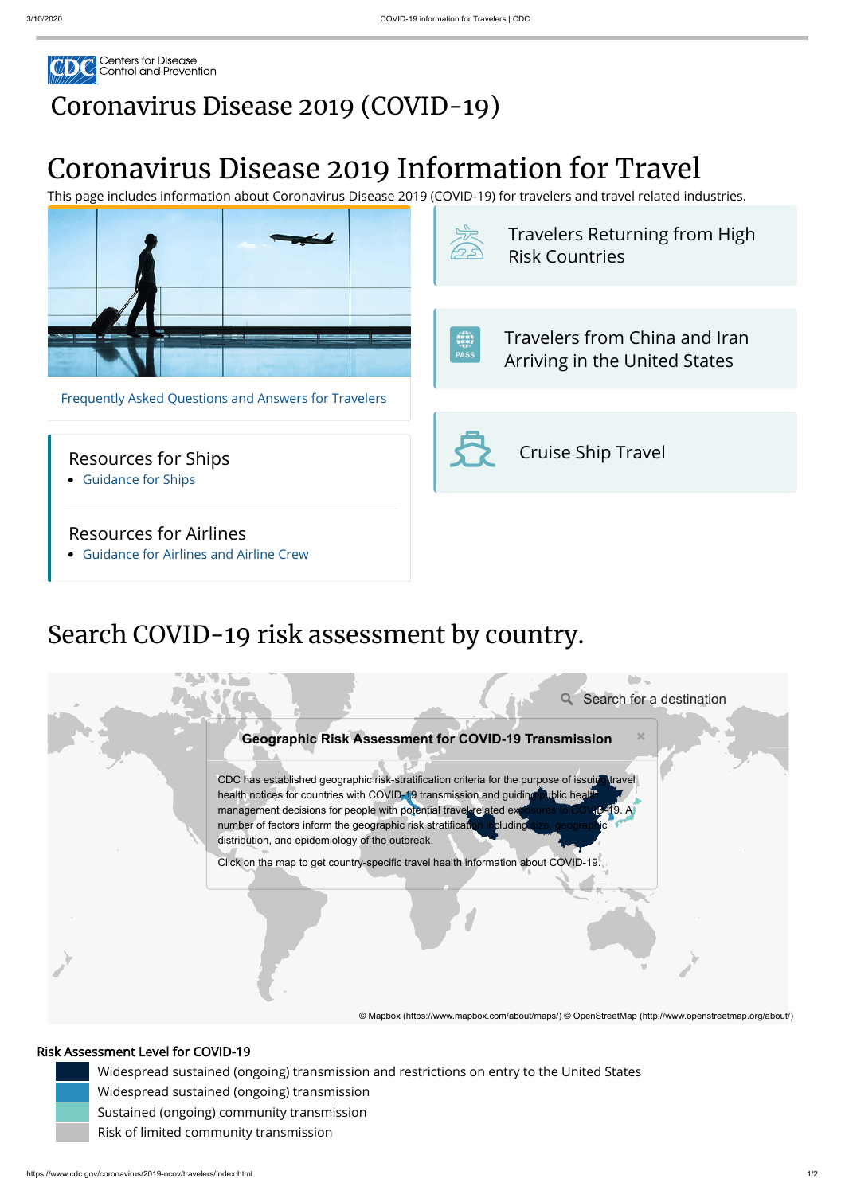# Coronavirus Disease 2019 (COVID-19)

# Coronavirus Disease 2019 Information for Travel

This page includes information about Coronavirus Disease 2019 (COVID-19) for travelers and travel related industries.

Frequently Asked Questions and Answers for Travelers

Travelers Returning from High Risk Countries

Travelers from China and Iran Arriving in the United States

Cruise Ship Travel

### Resources for Ships

- Guidance for Ships

### Resources for Airlines

- Guidance for Airlines and Airline Crew

## Search COVID-19 risk assessment by country.

Search for a destination

**Geographic Risk Assessment for COVID-19 Transmission**

CDC has established geographic risk-stratification criteria for the purpose of issuing travel health notices for countries with COVID-19 transmission and guiding public health management decisions for people with potential travel-related exposures to COVID-19. A number of factors inform the geographic risk stratification including size, geographic distribution, and epidemiology of the outbreak.

Click on the map to get country-specific travel health information about COVID-19.

© Mapbox (https://www.mapbox.com/about/maps/) © OpenStreetMap (http://www.openstreetmap.org/about/)

Risk Assessment Level for COVID-19

- Widespread sustained (ongoing) transmission and restrictions on entry to the United States
- Widespread sustained (ongoing) transmission
- Sustained (ongoing) community transmission
- Risk of limited community transmission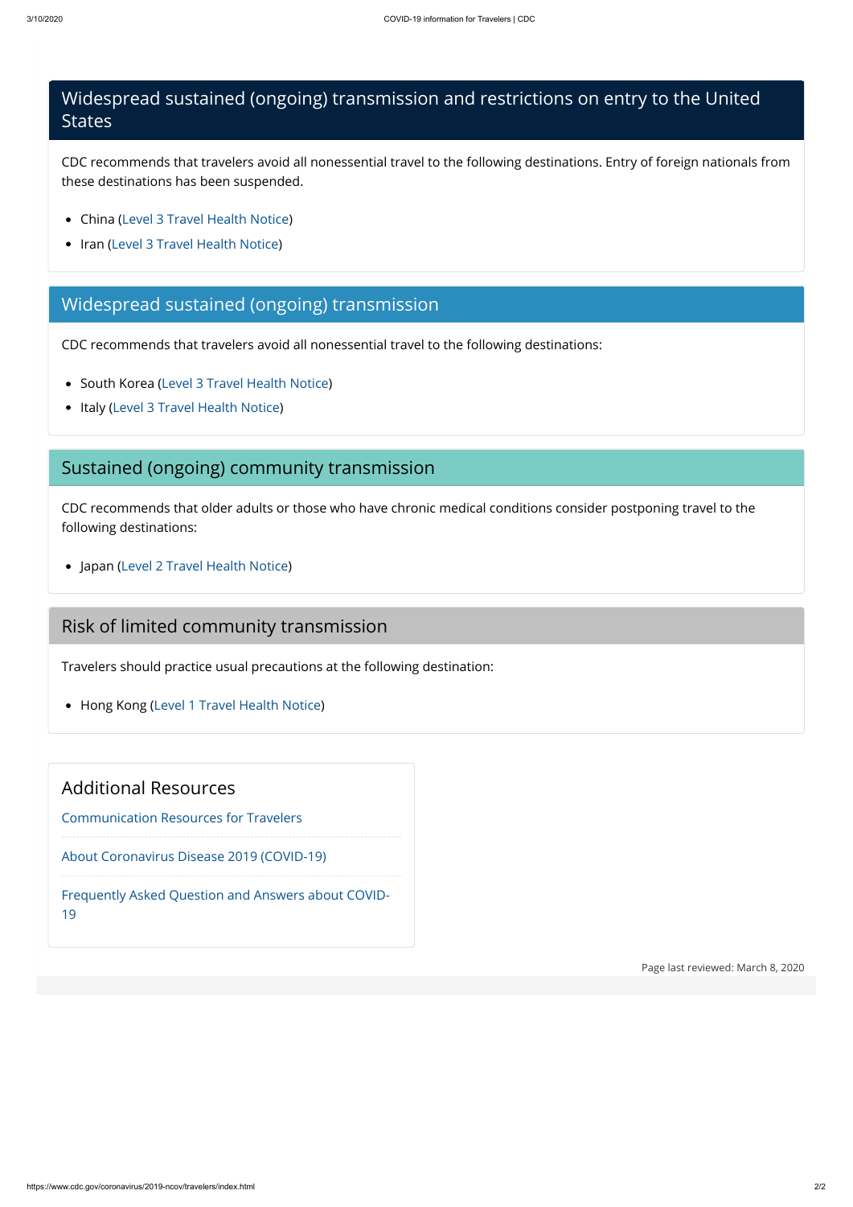## Widespread sustained (ongoing) transmission and restrictions on entry to the United States

CDC recommends that travelers avoid all nonessential travel to the following destinations. Entry of foreign nationals from these destinations has been suspended.

- China (Level 3 Travel Health Notice)
- Iran (Level 3 Travel Health Notice)

## Widespread sustained (ongoing) transmission

CDC recommends that travelers avoid all nonessential travel to the following destinations:

- South Korea (Level 3 Travel Health Notice)
- Italy (Level 3 Travel Health Notice)

## Sustained (ongoing) community transmission

CDC recommends that older adults or those who have chronic medical conditions consider postponing travel to the following destinations:

- Japan (Level 2 Travel Health Notice)

## Risk of limited community transmission

Travelers should practice usual precautions at the following destination:

- Hong Kong (Level 1 Travel Health Notice)

### Additional Resources

Communication Resources for Travelers

About Coronavirus Disease 2019 (COVID-19)

Frequently Asked Question and Answers about COVID-19

Page last reviewed: March 8, 2020